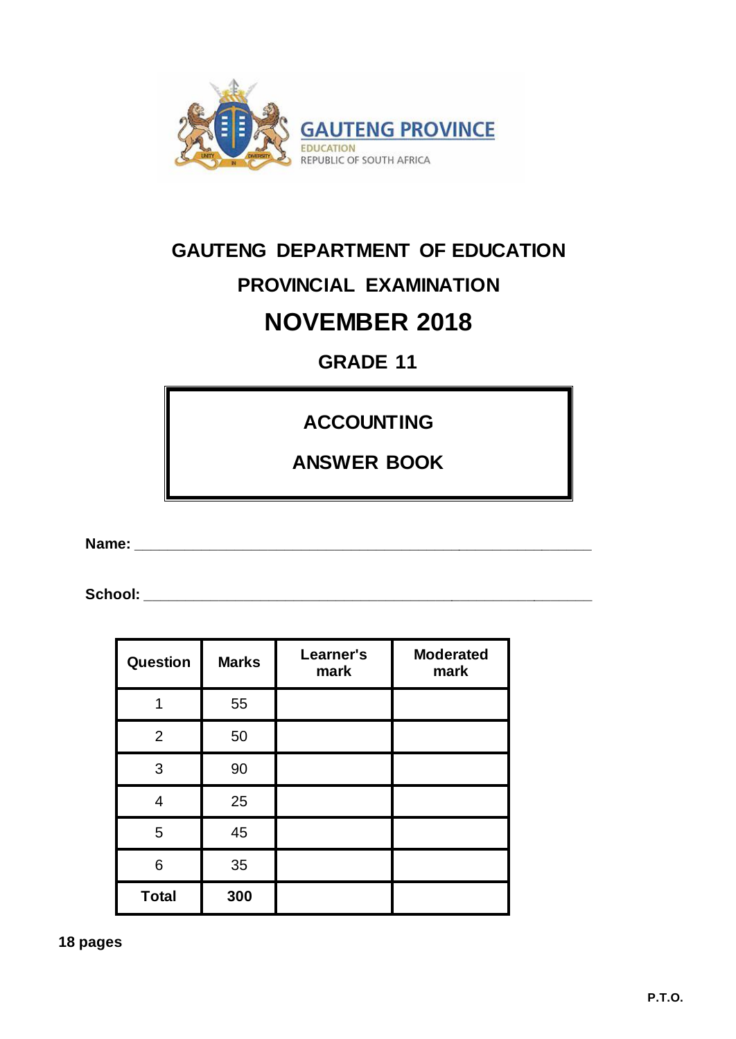GAUTENG PROVINCE

EDUCATION

REPUBLIC OF SOUTH AFRICA

# GAUTENG DEPARTMENT OF EDUCATION

## PROVINCIAL EXAMINATION

# NOVEMBER 2018

## GRADE 11

## ACCOUNTING

## ANSWER BOOK

**Name:** ______________________________________________

**School:** ______________________________________________

| Question | Marks | Learner's mark | Moderated mark |
|---|---|---|---|
| 1 | 55 | | |
| 2 | 50 | | |
| 3 | 90 | | |
| 4 | 25 | | |
| 5 | 45 | | |
| 6 | 35 | | |
| **Total** | **300** | | |

**18 pages**

**P.T.O.**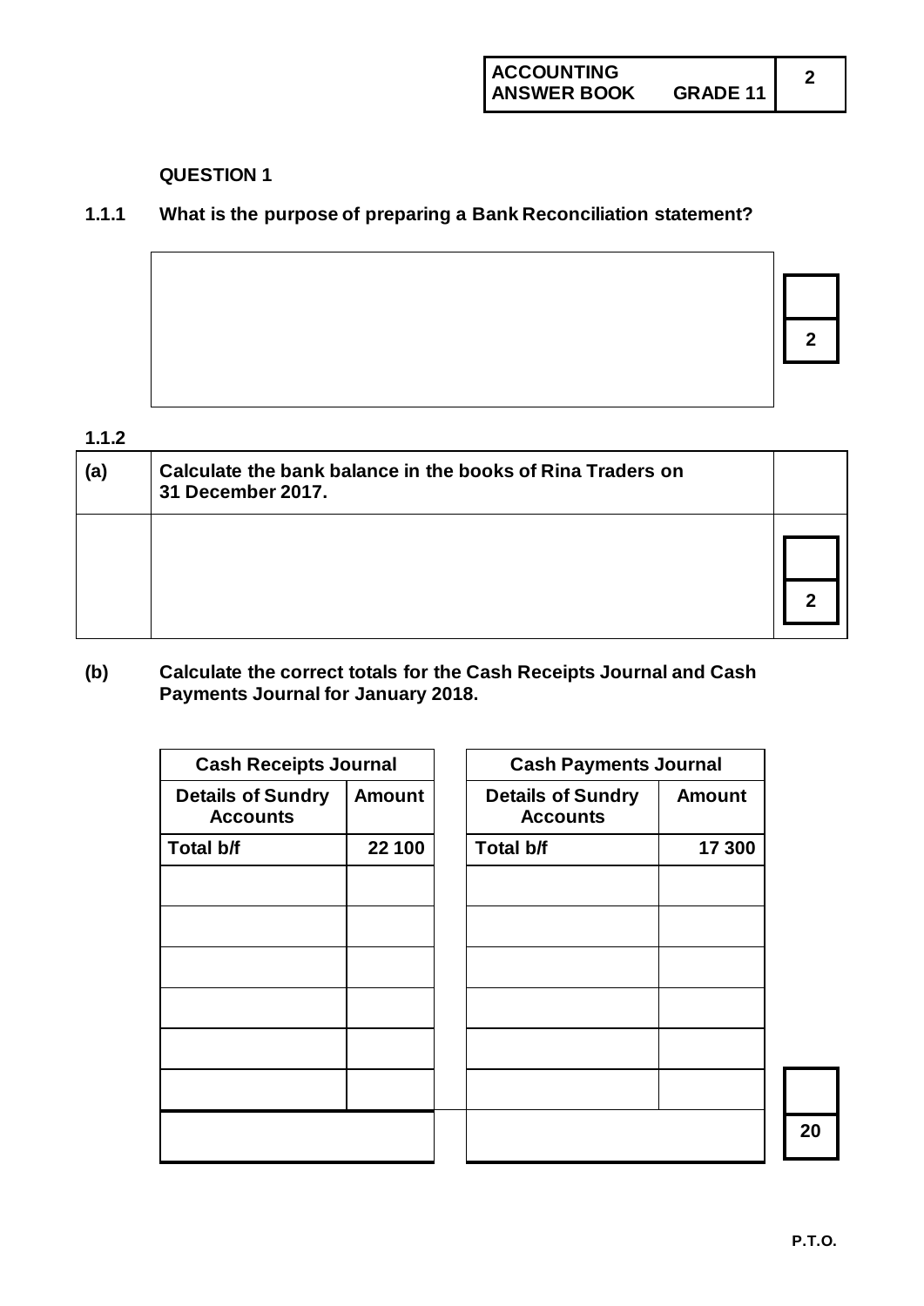## QUESTION 1

**1.1.1 What is the purpose of preparing a Bank Reconciliation statement?**

| |
|---|
| |

2

**1.1.2**

| | | |
|---|---|---|
| **(a)** | **Calculate the bank balance in the books of Rina Traders on 31 December 2017.** | |
| | | 2 |

**(b) Calculate the correct totals for the Cash Receipts Journal and Cash Payments Journal for January 2018.**

| Cash Receipts Journal | |
|---|---|
| **Details of Sundry Accounts** | **Amount** |
| **Total b/f** | **22 100** |
| | |
| | |
| | |
| | |
| | |
| | |
| | |

| Cash Payments Journal | |
|---|---|
| **Details of Sundry Accounts** | **Amount** |
| **Total b/f** | **17 300** |
| | |
| | |
| | |
| | |
| | |
| | |
| | |

20

P.T.O.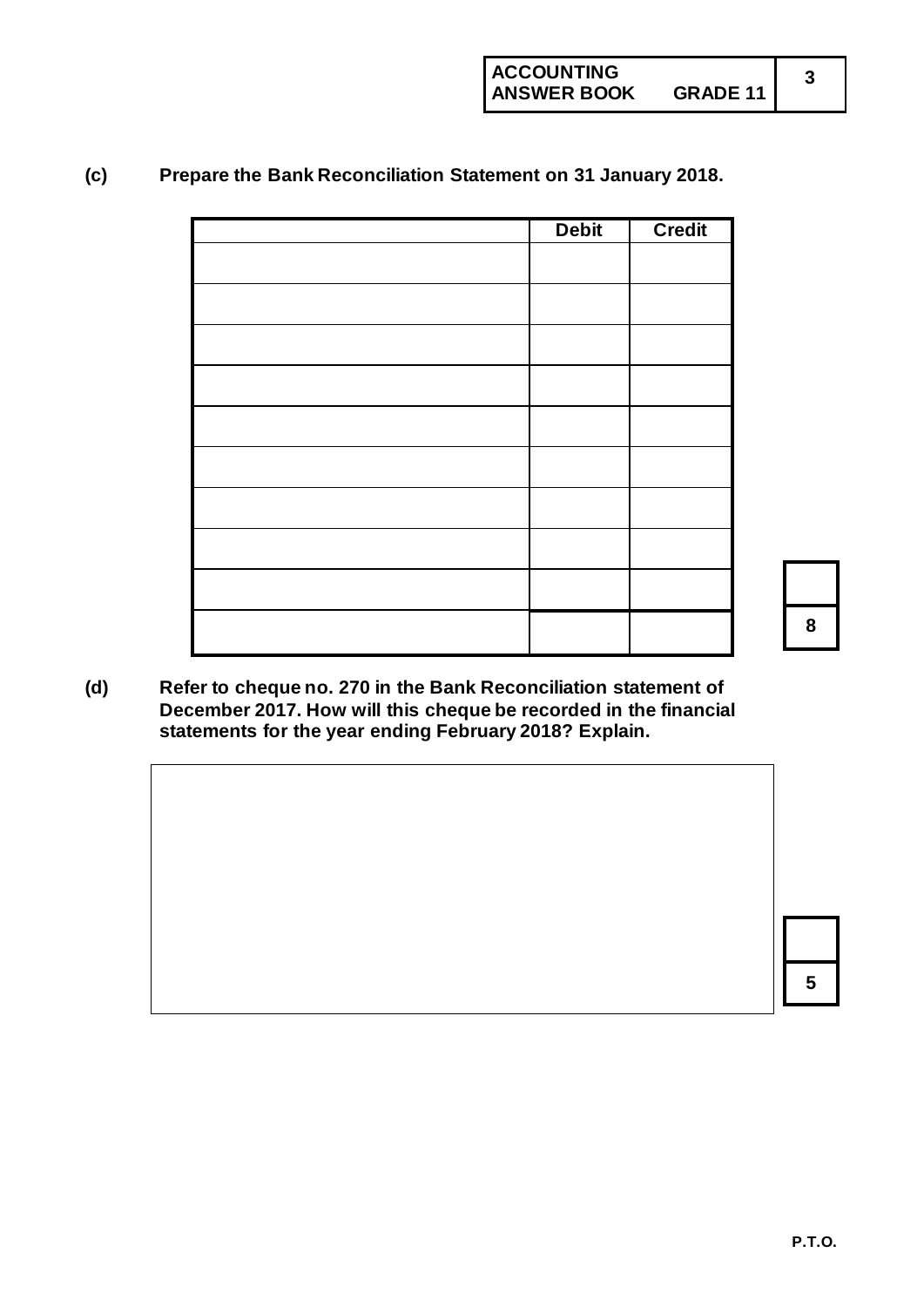**(c) Prepare the Bank Reconciliation Statement on 31 January 2018.**

| | Debit | Credit |
|---|---|---|
| | | |
| | | |
| | | |
| | | |
| | | |
| | | |
| | | |
| | | |
| | | |
| | | |

8

**(d) Refer to cheque no. 270 in the Bank Reconciliation statement of December 2017. How will this cheque be recorded in the financial statements for the year ending February 2018? Explain.**

| |
|---|
| |

5

P.T.O.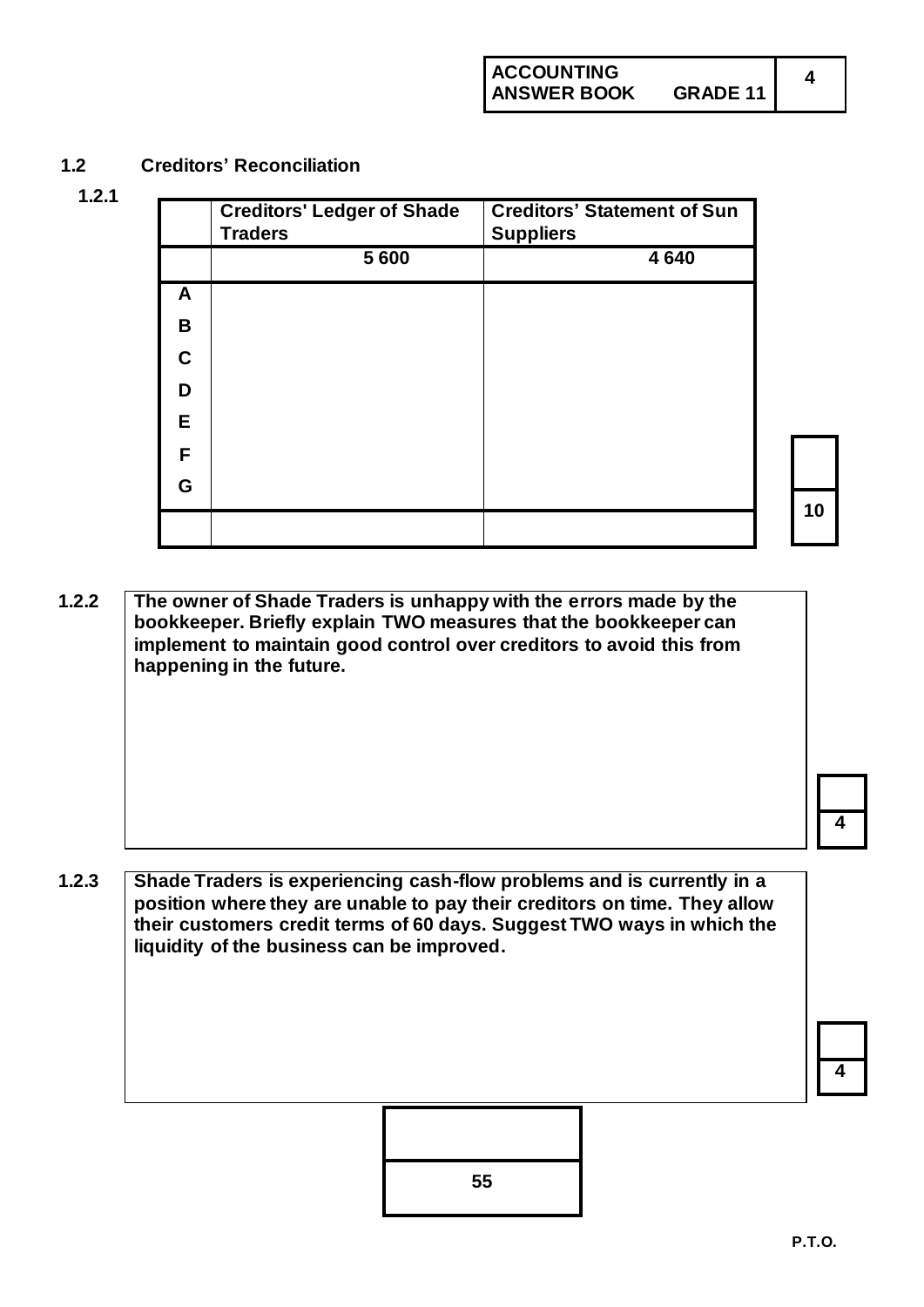## 1.2 Creditors' Reconciliation

**1.2.1**

| | Creditors' Ledger of Shade Traders | Creditors' Statement of Sun Suppliers |
|---|---|---|
| | 5 600 | 4 640 |
| A | | |
| B | | |
| C | | |
| D | | |
| E | | |
| F | | |
| G | | |
| | | |

10

**1.2.2** The owner of Shade Traders is unhappy with the errors made by the bookkeeper. Briefly explain TWO measures that the bookkeeper can implement to maintain good control over creditors to avoid this from happening in the future.

4

**1.2.3** Shade Traders is experiencing cash-flow problems and is currently in a position where they are unable to pay their creditors on time. They allow their customers credit terms of 60 days. Suggest TWO ways in which the liquidity of the business can be improved.

4

55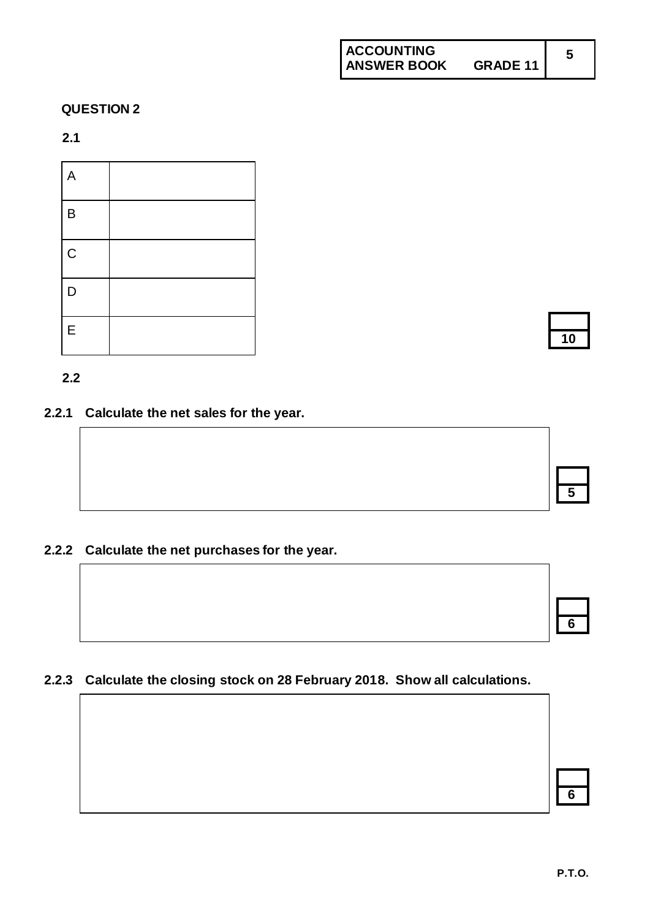## QUESTION 2

**2.1**

| A | |
|---|---|
| B | |
| C | |
| D | |
| E | |

**10**

**2.2**

**2.2.1 Calculate the net sales for the year.**

**5**

**2.2.2 Calculate the net purchases for the year.**

**6**

**2.2.3 Calculate the closing stock on 28 February 2018. Show all calculations.**

**6**

**P.T.O.**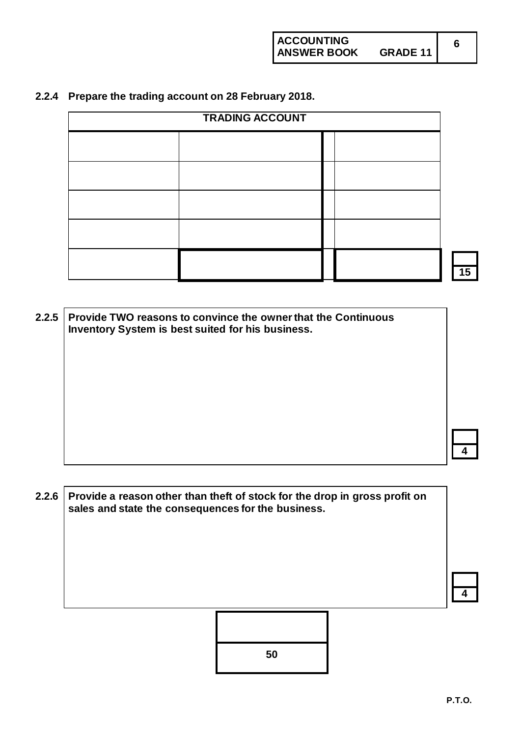**2.2.4 Prepare the trading account on 28 February 2018.**

| TRADING ACCOUNT | | | |
|---|---|---|---|
| | | | |
| | | | |
| | | | |
| | | | |
| | | | |

15

**2.2.5 Provide TWO reasons to convince the owner that the Continuous Inventory System is best suited for his business.**

4

**2.2.6 Provide a reason other than theft of stock for the drop in gross profit on sales and state the consequences for the business.**

4

| |
|---|
| 50 |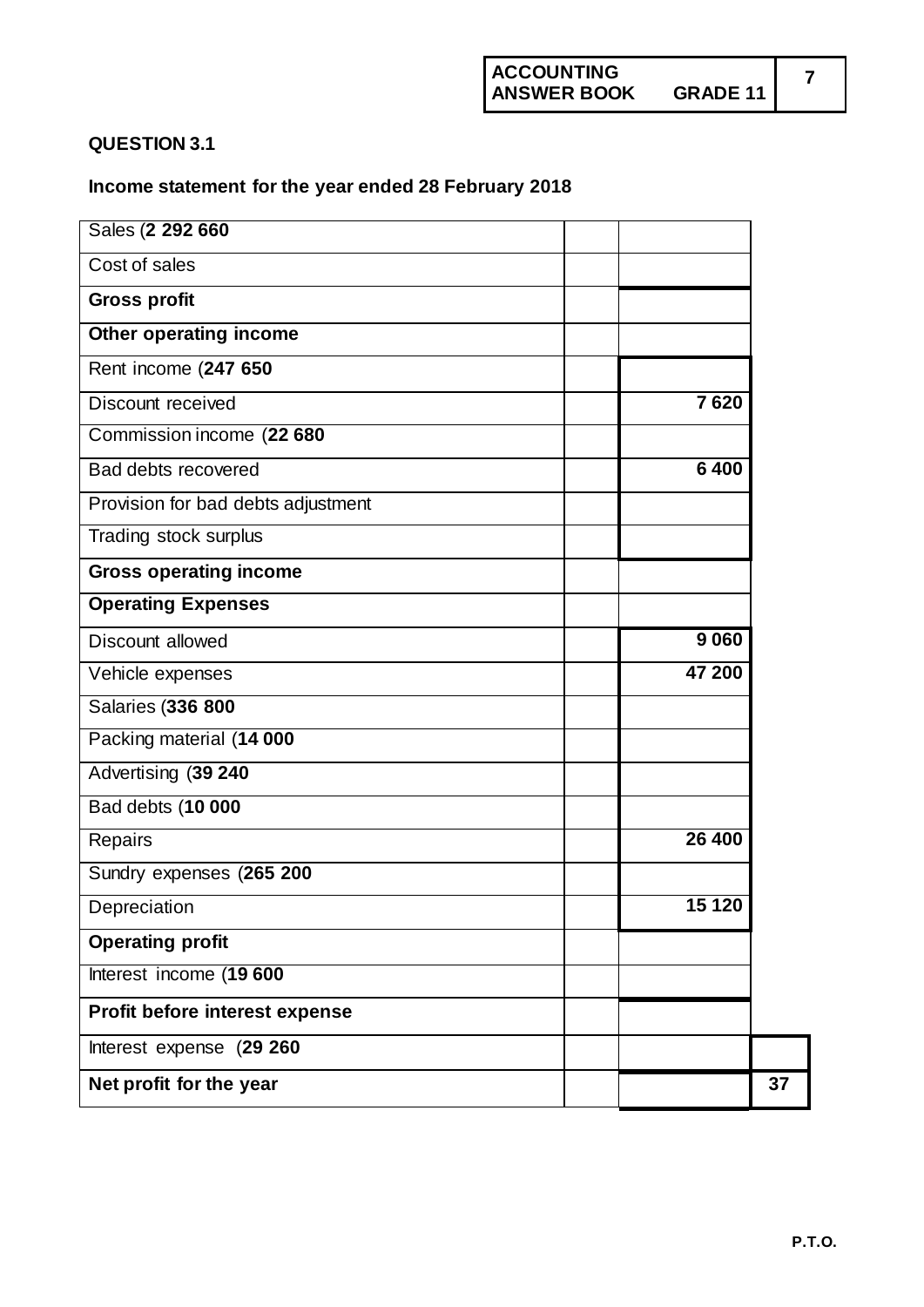## QUESTION 3.1

### Income statement for the year ended 28 February 2018

| | | | |
|---|---|---|---|
| Sales (**2 292 660** | | | |
| Cost of sales | | | |
| **Gross profit** | | | |
| **Other operating income** | | | |
| Rent income (**247 650** | | | |
| Discount received | | **7 620** | |
| Commission income (**22 680** | | | |
| Bad debts recovered | | **6 400** | |
| Provision for bad debts adjustment | | | |
| Trading stock surplus | | | |
| **Gross operating income** | | | |
| **Operating Expenses** | | | |
| Discount allowed | | **9 060** | |
| Vehicle expenses | | **47 200** | |
| Salaries (**336 800** | | | |
| Packing material (**14 000** | | | |
| Advertising (**39 240** | | | |
| Bad debts (**10 000** | | | |
| Repairs | | **26 400** | |
| Sundry expenses (**265 200** | | | |
| Depreciation | | **15 120** | |
| **Operating profit** | | | |
| Interest income (**19 600** | | | |
| **Profit before interest expense** | | | |
| Interest expense (**29 260** | | | |
| **Net profit for the year** | | | **37** |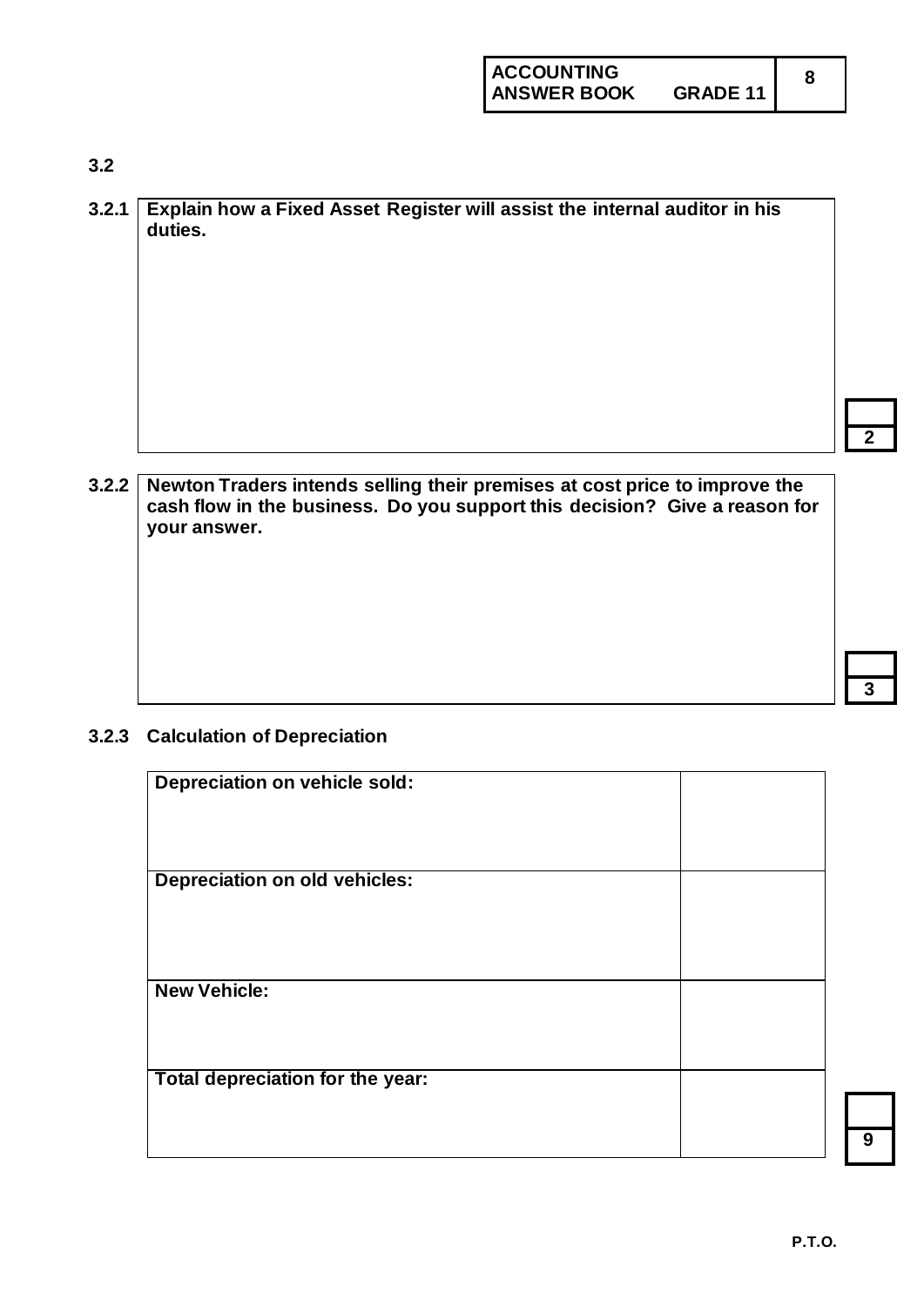### 3.2

| 3.2.1 | **Explain how a Fixed Asset Register will assist the internal auditor in his duties.** | |
|---|---|---|
| | | **2** |

| 3.2.2 | **Newton Traders intends selling their premises at cost price to improve the cash flow in the business. Do you support this decision? Give a reason for your answer.** | |
|---|---|---|
| | | **3** |

### 3.2.3 Calculation of Depreciation

| | |
|---|---|
| **Depreciation on vehicle sold:** | |
| **Depreciation on old vehicles:** | |
| **New Vehicle:** | |
| **Total depreciation for the year:** | |

**9**

P.T.O.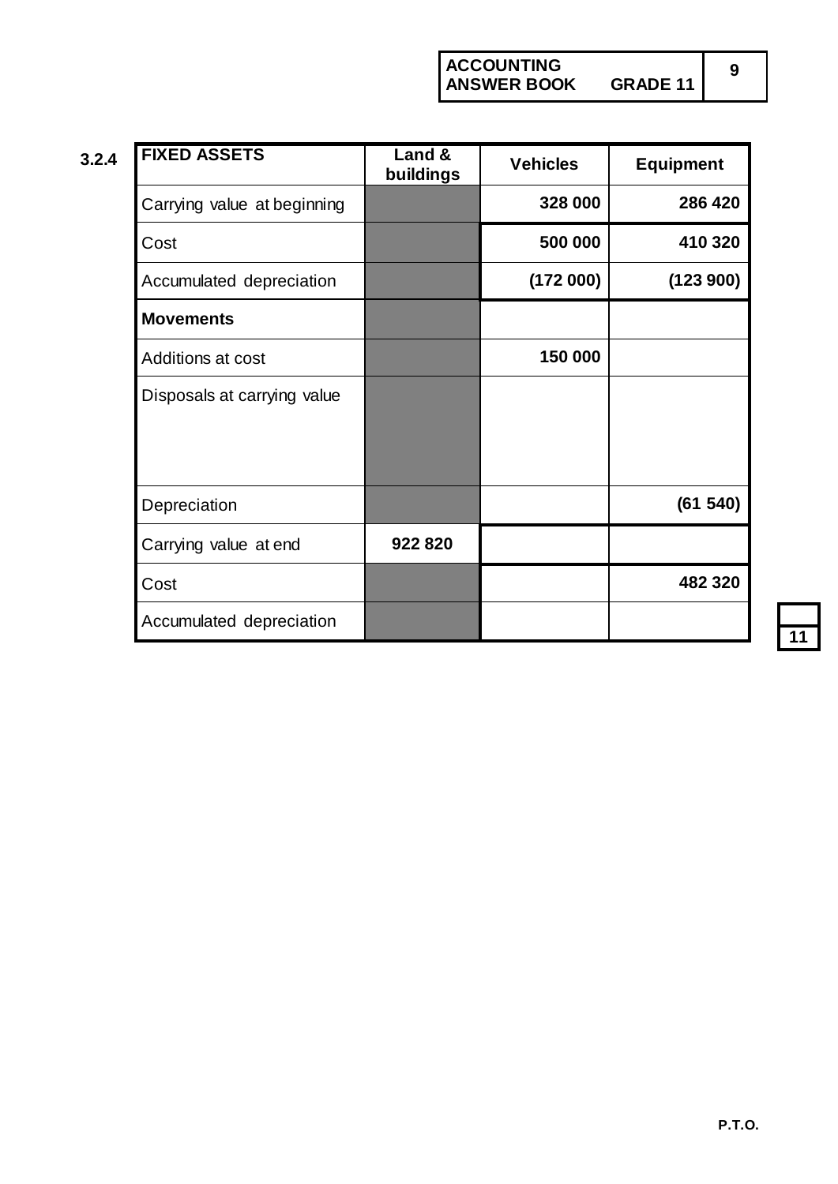**3.2.4**

| FIXED ASSETS | Land & buildings | Vehicles | Equipment |
|---|---|---|---|
| Carrying value at beginning | | 328 000 | 286 420 |
| Cost | | 500 000 | 410 320 |
| Accumulated depreciation | | (172 000) | (123 900) |
| **Movements** | | | |
| Additions at cost | | 150 000 | |
| Disposals at carrying value | | | |
| Depreciation | | | (61 540) |
| Carrying value at end | 922 820 | | |
| Cost | | | 482 320 |
| Accumulated depreciation | | | |

11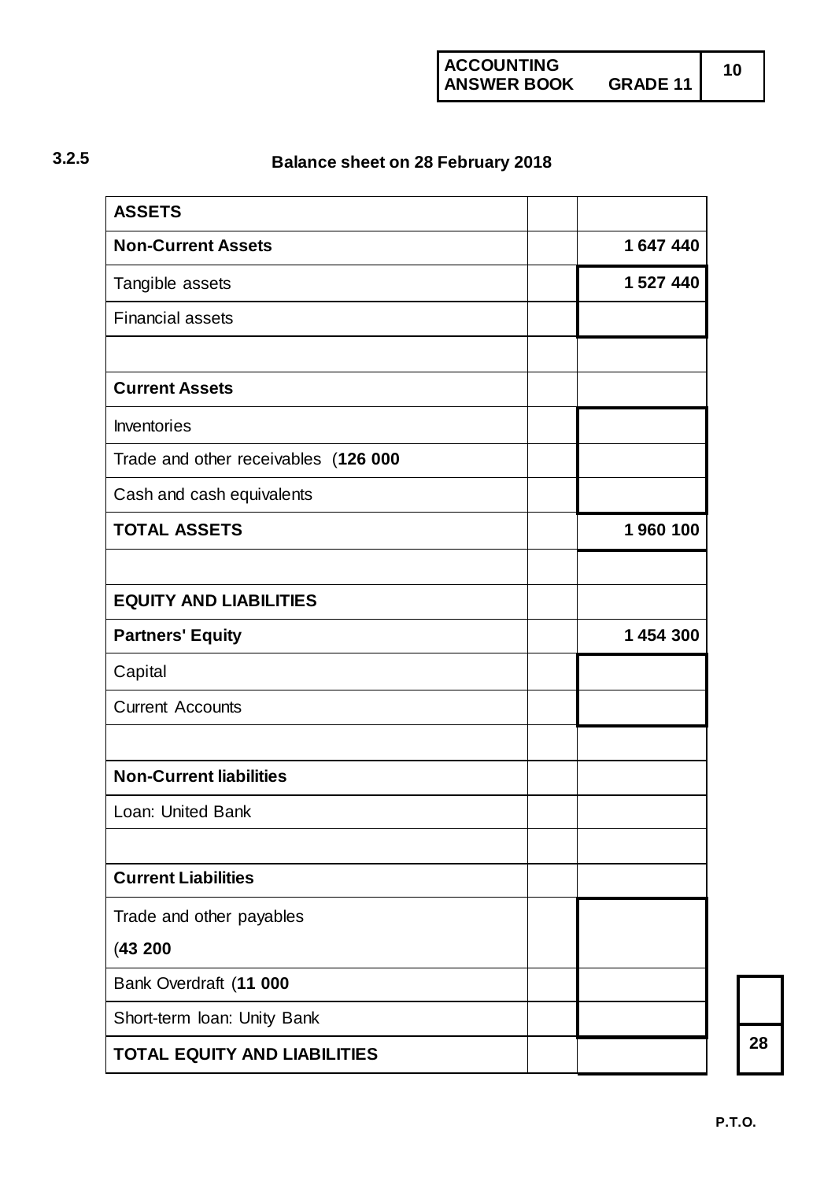**3.2.5**

## Balance sheet on 28 February 2018

| ASSETS | | |
|---|---|---|
| **Non-Current Assets** | | **1 647 440** |
| Tangible assets | | **1 527 440** |
| Financial assets | | |
| | | |
| **Current Assets** | | |
| Inventories | | |
| Trade and other receivables (**126 000** | | |
| Cash and cash equivalents | | |
| **TOTAL ASSETS** | | **1 960 100** |
| | | |
| **EQUITY AND LIABILITIES** | | |
| **Partners' Equity** | | **1 454 300** |
| Capital | | |
| Current Accounts | | |
| | | |
| **Non-Current liabilities** | | |
| Loan: United Bank | | |
| | | |
| **Current Liabilities** | | |
| Trade and other payables (**43 200** | | |
| Bank Overdraft (**11 000** | | |
| Short-term loan: Unity Bank | | |
| **TOTAL EQUITY AND LIABILITIES** | | |

28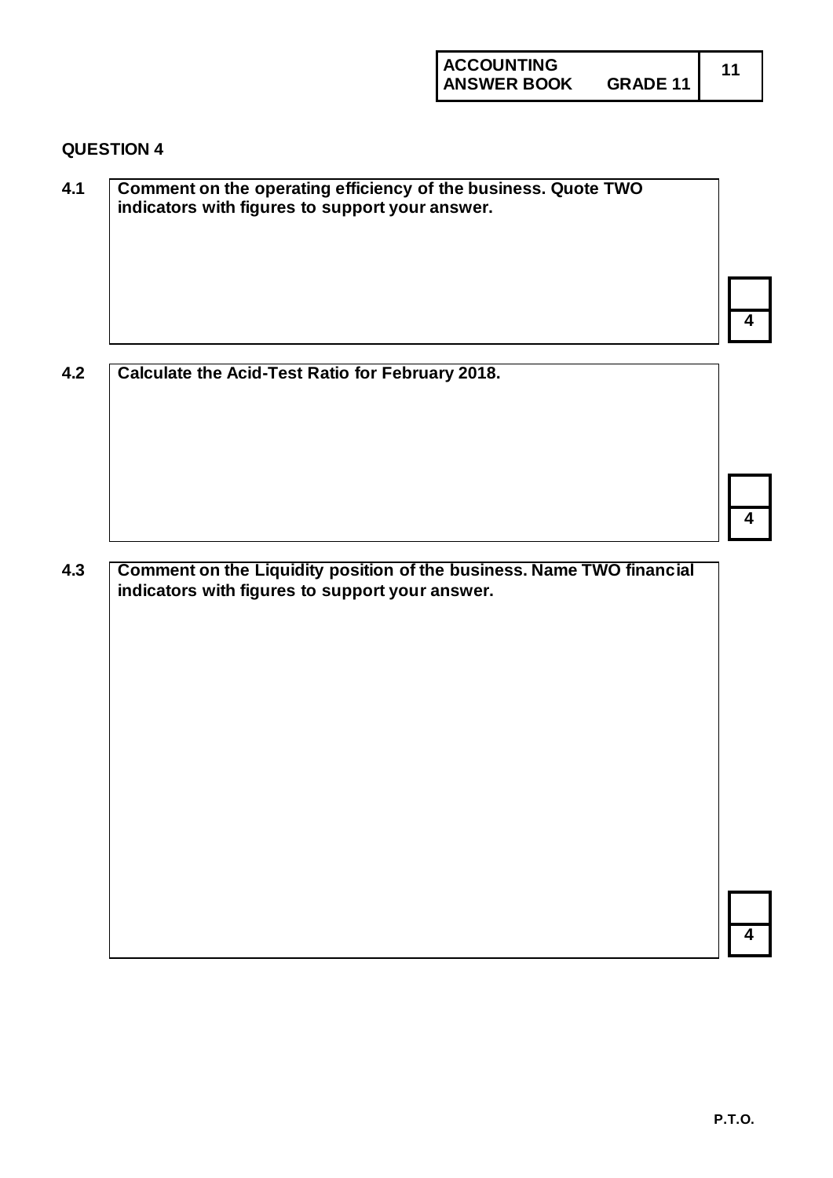## QUESTION 4

**4.1** **Comment on the operating efficiency of the business. Quote TWO indicators with figures to support your answer.**

| 4 |
|---|

**4.2** **Calculate the Acid-Test Ratio for February 2018.**

| 4 |
|---|

**4.3** **Comment on the Liquidity position of the business. Name TWO financial indicators with figures to support your answer.**

| 4 |
|---|

**P.T.O.**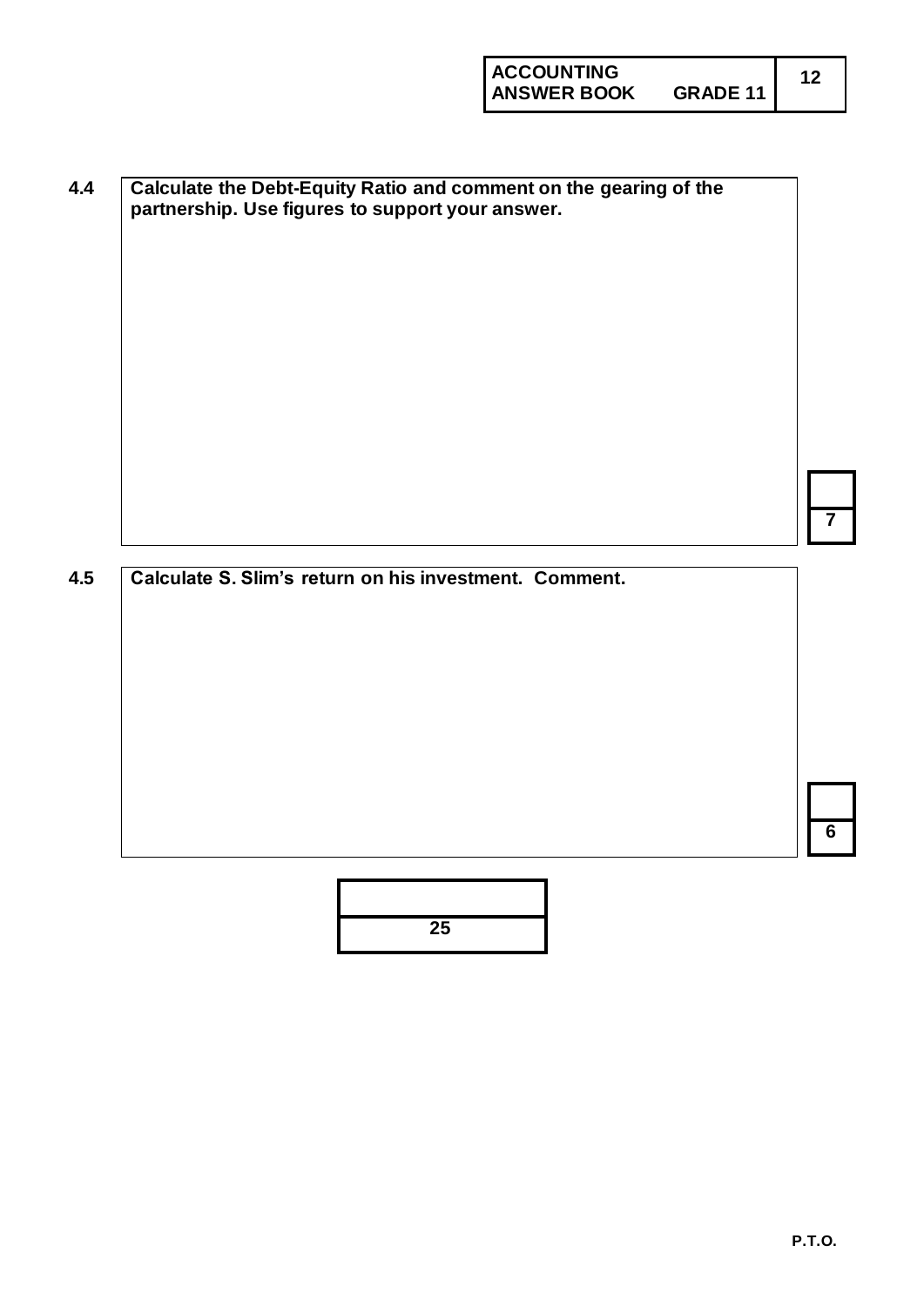**4.4** Calculate the Debt-Equity Ratio and comment on the gearing of the partnership. Use figures to support your answer.

| |
|---|
| 7 |

**4.5** Calculate S. Slim's return on his investment. Comment.

| |
|---|
| 6 |

| |
|---|
| 25 |

P.T.O.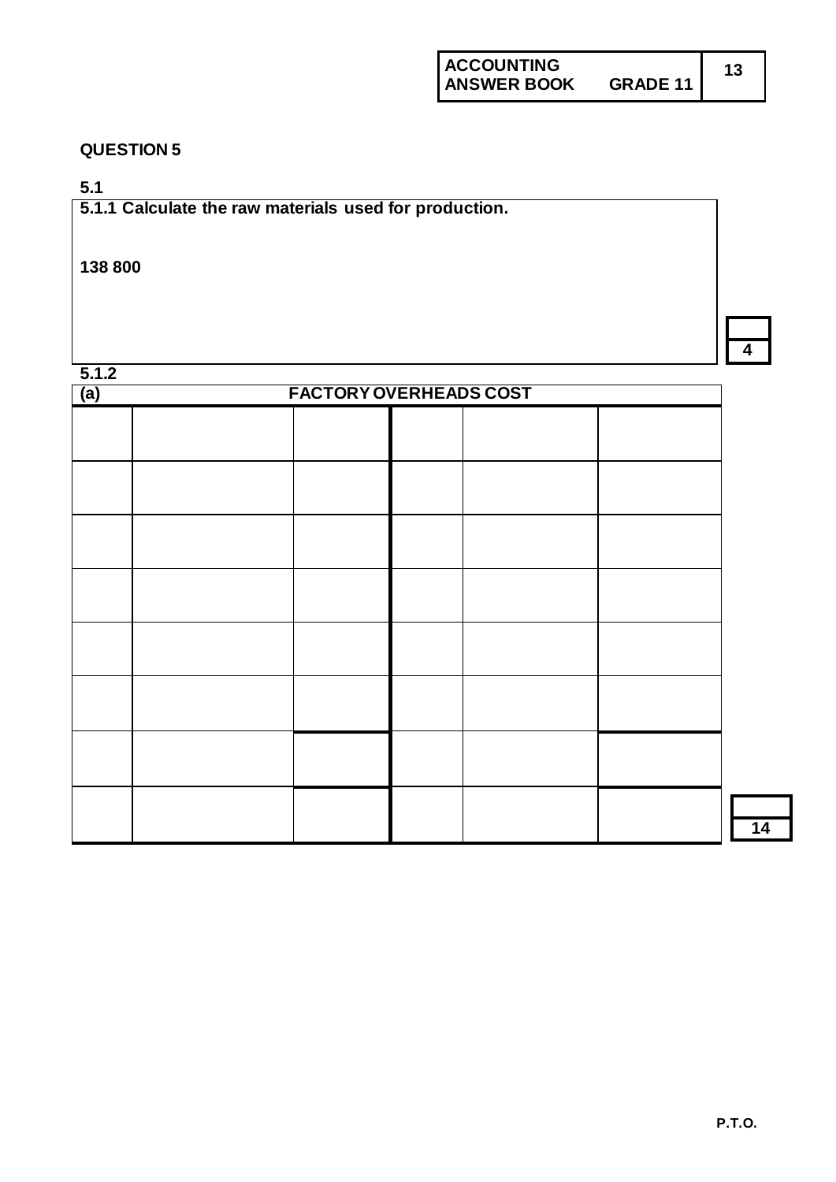## QUESTION 5

### 5.1

**5.1.1 Calculate the raw materials used for production.**

**138 800**

| |
|---|
| 4 |

### 5.1.2

**(a) FACTORY OVERHEADS COST**

| | | | | | |
|---|---|---|---|---|---|
| | | | | | |
| | | | | | |
| | | | | | |
| | | | | | |
| | | | | | |
| | | | | | |
| | | | | | |
| | | | | | |

| |
|---|
| 14 |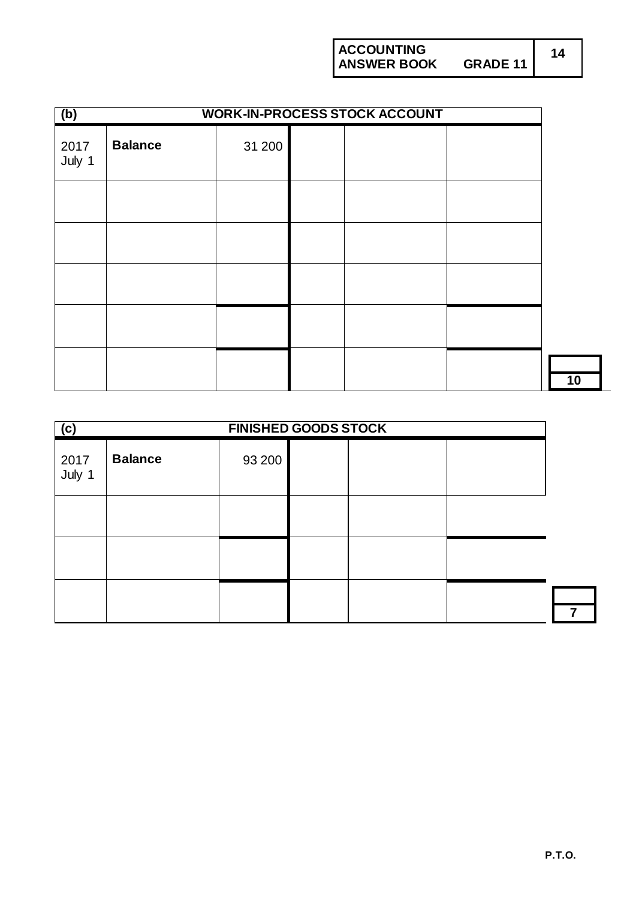**(b) WORK-IN-PROCESS STOCK ACCOUNT**

| | | | | | |
|---|---|---|---|---|---|
| 2017 July 1 | **Balance** | 31 200 | | | |
| | | | | | |
| | | | | | |
| | | | | | |
| | | | | | |
| | | | | | |

**10**

**(c) FINISHED GOODS STOCK**

| | | | | | |
|---|---|---|---|---|---|
| 2017 July 1 | **Balance** | 93 200 | | | |
| | | | | | |
| | | | | | |
| | | | | | |

**7**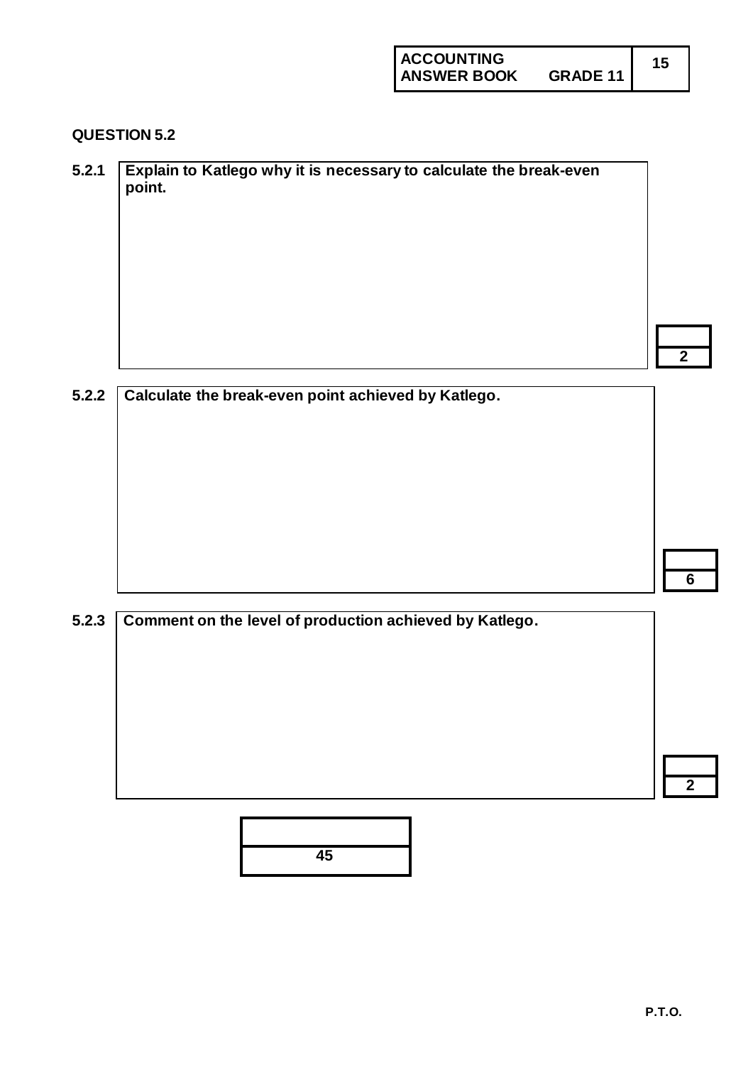## QUESTION 5.2

**5.2.1** **Explain to Katlego why it is necessary to calculate the break-even point.**

| |
|---|
| **2** |

**5.2.2** **Calculate the break-even point achieved by Katlego.**

| |
|---|
| **6** |

**5.2.3** **Comment on the level of production achieved by Katlego.**

| |
|---|
| **2** |

| |
|---|
| **45** |

P.T.O.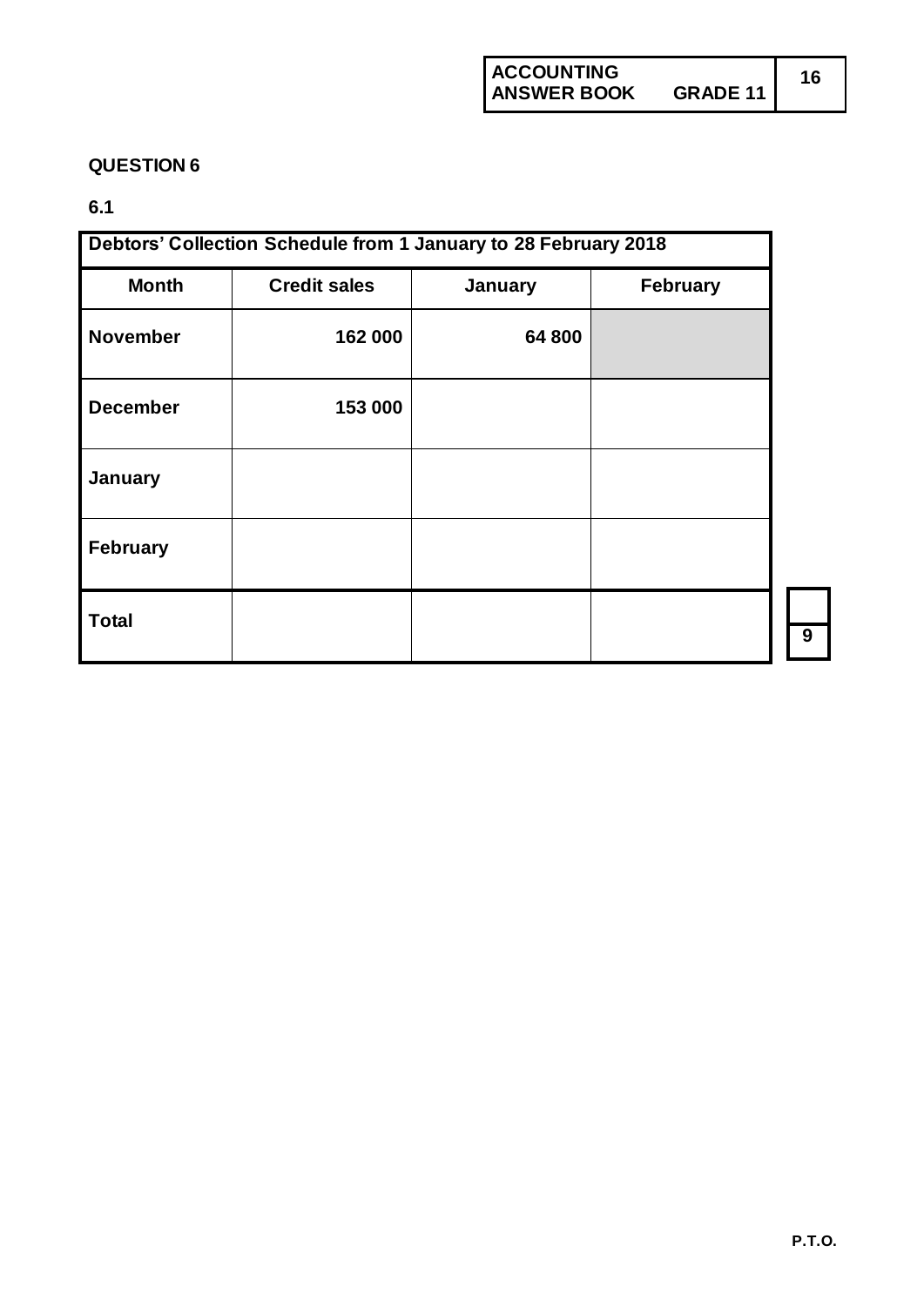## QUESTION 6

### 6.1

| Debtors' Collection Schedule from 1 January to 28 February 2018 | | | |
|---|---|---|---|
| **Month** | **Credit sales** | **January** | **February** |
| **November** | **162 000** | **64 800** | |
| **December** | **153 000** | | |
| **January** | | | |
| **February** | | | |
| **Total** | | | |

9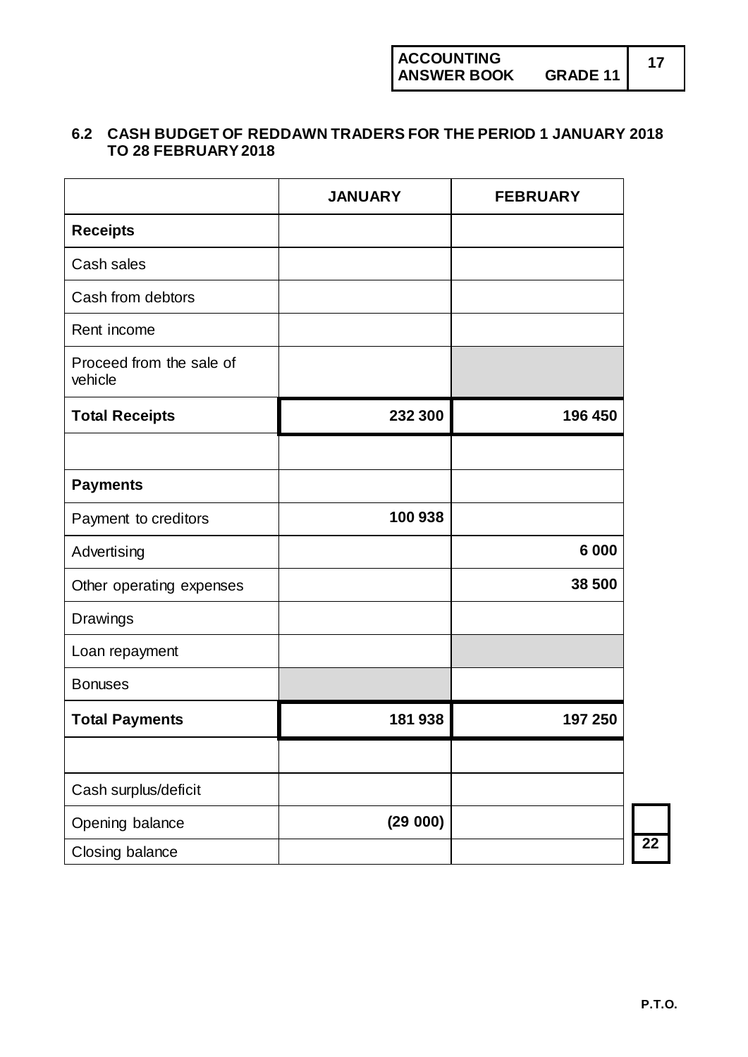### 6.2 CASH BUDGET OF REDDAWN TRADERS FOR THE PERIOD 1 JANUARY 2018 TO 28 FEBRUARY 2018

| | JANUARY | FEBRUARY |
|---|---|---|
| **Receipts** | | |
| Cash sales | | |
| Cash from debtors | | |
| Rent income | | |
| Proceed from the sale of vehicle | | |
| **Total Receipts** | **232 300** | **196 450** |
| | | |
| **Payments** | | |
| Payment to creditors | **100 938** | |
| Advertising | | **6 000** |
| Other operating expenses | | **38 500** |
| Drawings | | |
| Loan repayment | | |
| Bonuses | | |
| **Total Payments** | **181 938** | **197 250** |
| | | |
| Cash surplus/deficit | | |
| Opening balance | **(29 000)** | |
| Closing balance | | |

22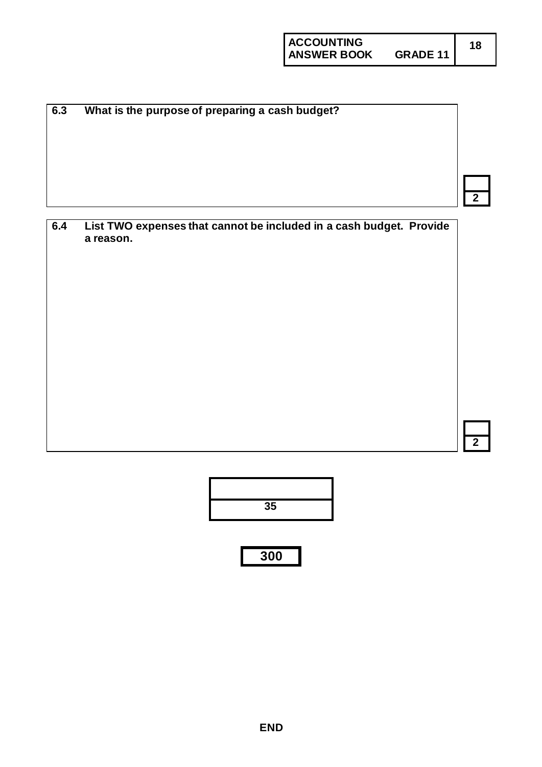**6.3 What is the purpose of preparing a cash budget?**

2

**6.4 List TWO expenses that cannot be included in a cash budget. Provide a reason.**

2

35

300

**END**